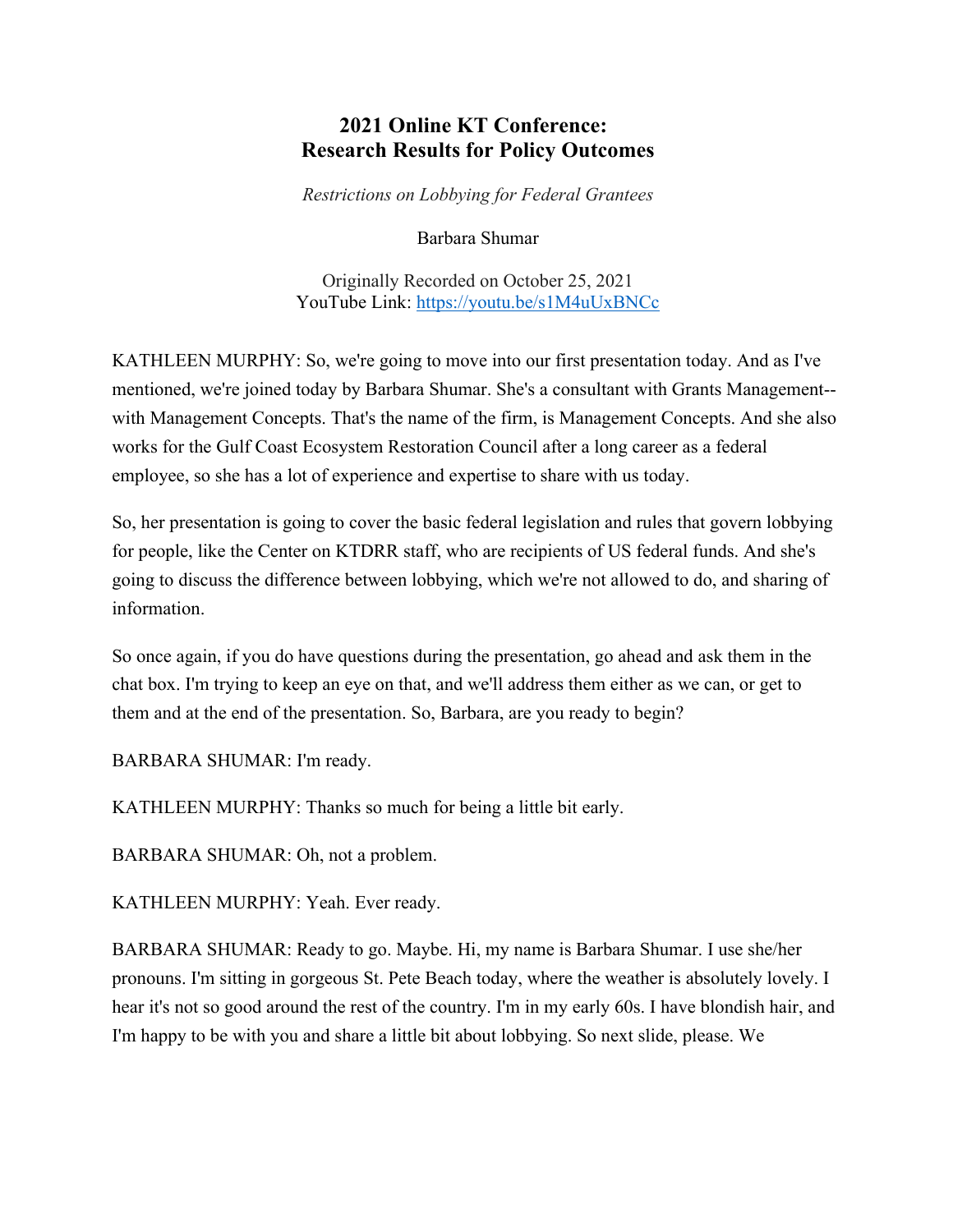# 2021 Online KT Conference: Research Results for Policy Outcomes

*Restrictions on Lobbying for Federal Grantees*

Barbara Shumar

Originally Recorded on October 25, 2021
YouTube Link: https://youtu.be/s1M4uUxBNCc

KATHLEEN MURPHY: So, we're going to move into our first presentation today. And as I've mentioned, we're joined today by Barbara Shumar. She's a consultant with Grants Management--with Management Concepts. That's the name of the firm, is Management Concepts. And she also works for the Gulf Coast Ecosystem Restoration Council after a long career as a federal employee, so she has a lot of experience and expertise to share with us today.

So, her presentation is going to cover the basic federal legislation and rules that govern lobbying for people, like the Center on KTDRR staff, who are recipients of US federal funds. And she's going to discuss the difference between lobbying, which we're not allowed to do, and sharing of information.

So once again, if you do have questions during the presentation, go ahead and ask them in the chat box. I'm trying to keep an eye on that, and we'll address them either as we can, or get to them and at the end of the presentation. So, Barbara, are you ready to begin?

BARBARA SHUMAR: I'm ready.

KATHLEEN MURPHY: Thanks so much for being a little bit early.

BARBARA SHUMAR: Oh, not a problem.

KATHLEEN MURPHY: Yeah. Ever ready.

BARBARA SHUMAR: Ready to go. Maybe. Hi, my name is Barbara Shumar. I use she/her pronouns. I'm sitting in gorgeous St. Pete Beach today, where the weather is absolutely lovely. I hear it's not so good around the rest of the country. I'm in my early 60s. I have blondish hair, and I'm happy to be with you and share a little bit about lobbying. So next slide, please. We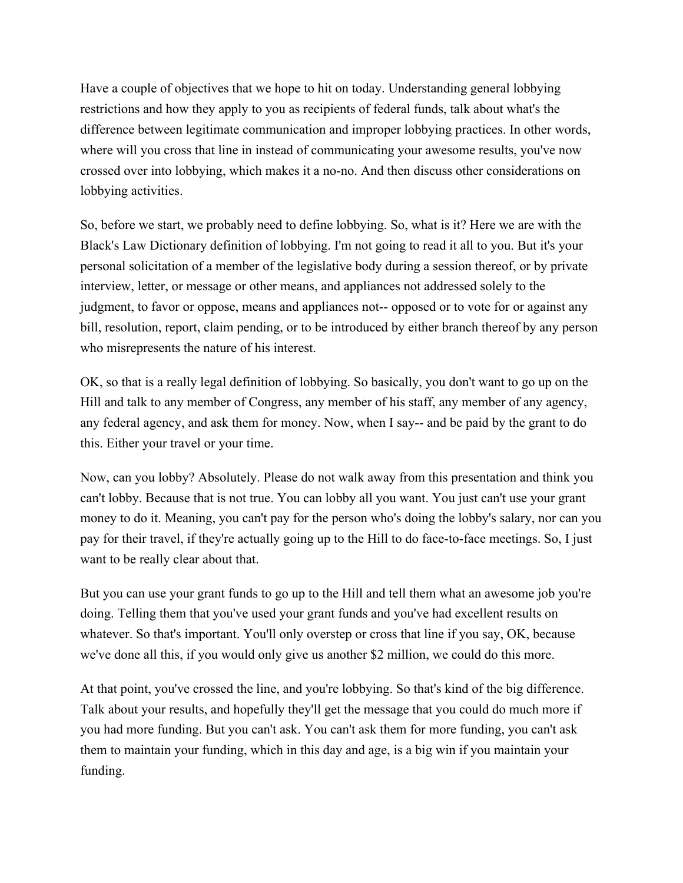Have a couple of objectives that we hope to hit on today. Understanding general lobbying restrictions and how they apply to you as recipients of federal funds, talk about what's the difference between legitimate communication and improper lobbying practices. In other words, where will you cross that line in instead of communicating your awesome results, you've now crossed over into lobbying, which makes it a no-no. And then discuss other considerations on lobbying activities.

So, before we start, we probably need to define lobbying. So, what is it? Here we are with the Black's Law Dictionary definition of lobbying. I'm not going to read it all to you. But it's your personal solicitation of a member of the legislative body during a session thereof, or by private interview, letter, or message or other means, and appliances not addressed solely to the judgment, to favor or oppose, means and appliances not-- opposed or to vote for or against any bill, resolution, report, claim pending, or to be introduced by either branch thereof by any person who misrepresents the nature of his interest.

OK, so that is a really legal definition of lobbying. So basically, you don't want to go up on the Hill and talk to any member of Congress, any member of his staff, any member of any agency, any federal agency, and ask them for money. Now, when I say-- and be paid by the grant to do this. Either your travel or your time.

Now, can you lobby? Absolutely. Please do not walk away from this presentation and think you can't lobby. Because that is not true. You can lobby all you want. You just can't use your grant money to do it. Meaning, you can't pay for the person who's doing the lobby's salary, nor can you pay for their travel, if they're actually going up to the Hill to do face-to-face meetings. So, I just want to be really clear about that.

But you can use your grant funds to go up to the Hill and tell them what an awesome job you're doing. Telling them that you've used your grant funds and you've had excellent results on whatever. So that's important. You'll only overstep or cross that line if you say, OK, because we've done all this, if you would only give us another $2 million, we could do this more.

At that point, you've crossed the line, and you're lobbying. So that's kind of the big difference. Talk about your results, and hopefully they'll get the message that you could do much more if you had more funding. But you can't ask. You can't ask them for more funding, you can't ask them to maintain your funding, which in this day and age, is a big win if you maintain your funding.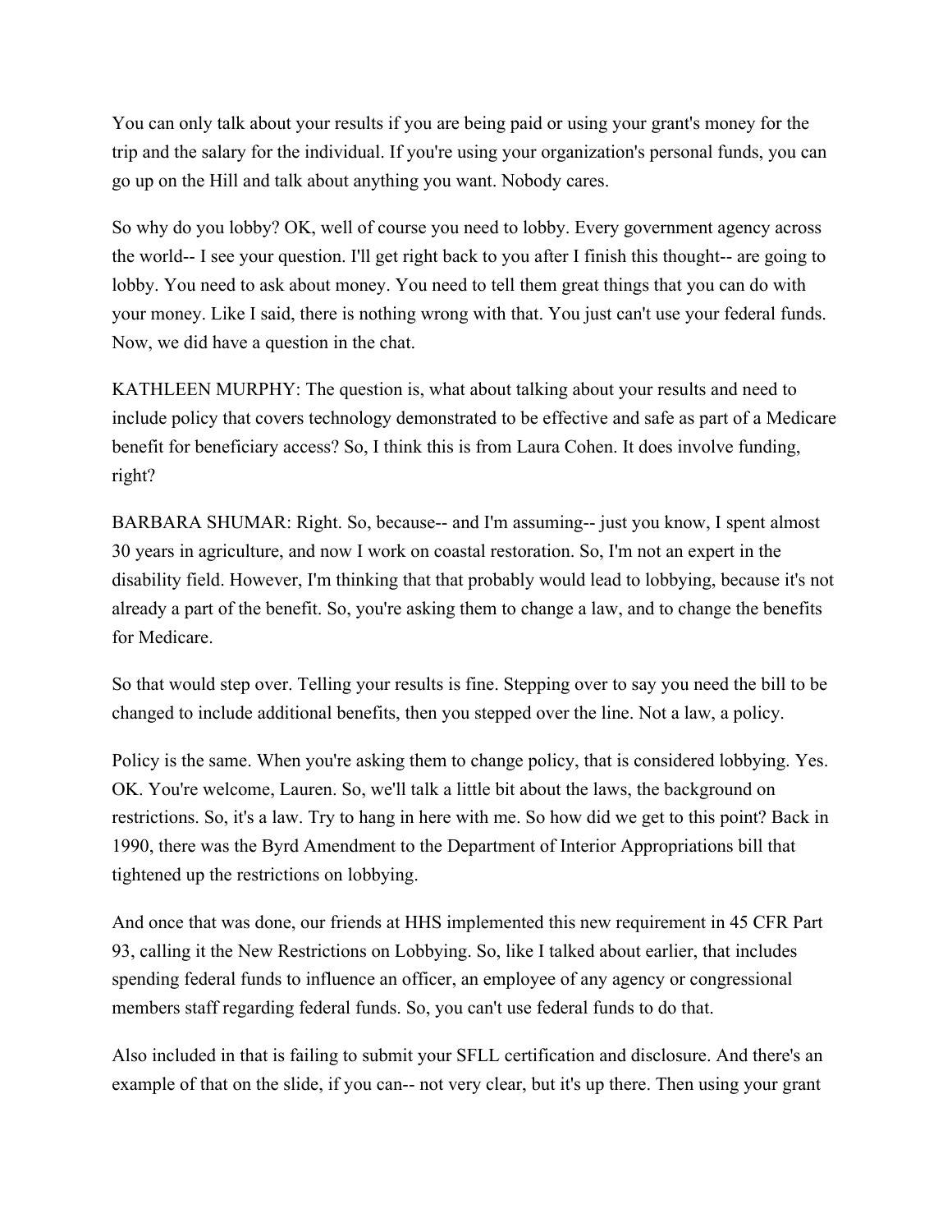You can only talk about your results if you are being paid or using your grant's money for the trip and the salary for the individual. If you're using your organization's personal funds, you can go up on the Hill and talk about anything you want. Nobody cares.

So why do you lobby? OK, well of course you need to lobby. Every government agency across the world-- I see your question. I'll get right back to you after I finish this thought-- are going to lobby. You need to ask about money. You need to tell them great things that you can do with your money. Like I said, there is nothing wrong with that. You just can't use your federal funds. Now, we did have a question in the chat.

KATHLEEN MURPHY: The question is, what about talking about your results and need to include policy that covers technology demonstrated to be effective and safe as part of a Medicare benefit for beneficiary access? So, I think this is from Laura Cohen. It does involve funding, right?

BARBARA SHUMAR: Right. So, because-- and I'm assuming-- just you know, I spent almost 30 years in agriculture, and now I work on coastal restoration. So, I'm not an expert in the disability field. However, I'm thinking that that probably would lead to lobbying, because it's not already a part of the benefit. So, you're asking them to change a law, and to change the benefits for Medicare.

So that would step over. Telling your results is fine. Stepping over to say you need the bill to be changed to include additional benefits, then you stepped over the line. Not a law, a policy.

Policy is the same. When you're asking them to change policy, that is considered lobbying. Yes. OK. You're welcome, Lauren. So, we'll talk a little bit about the laws, the background on restrictions. So, it's a law. Try to hang in here with me. So how did we get to this point? Back in 1990, there was the Byrd Amendment to the Department of Interior Appropriations bill that tightened up the restrictions on lobbying.

And once that was done, our friends at HHS implemented this new requirement in 45 CFR Part 93, calling it the New Restrictions on Lobbying. So, like I talked about earlier, that includes spending federal funds to influence an officer, an employee of any agency or congressional members staff regarding federal funds. So, you can't use federal funds to do that.

Also included in that is failing to submit your SFLL certification and disclosure. And there's an example of that on the slide, if you can-- not very clear, but it's up there. Then using your grant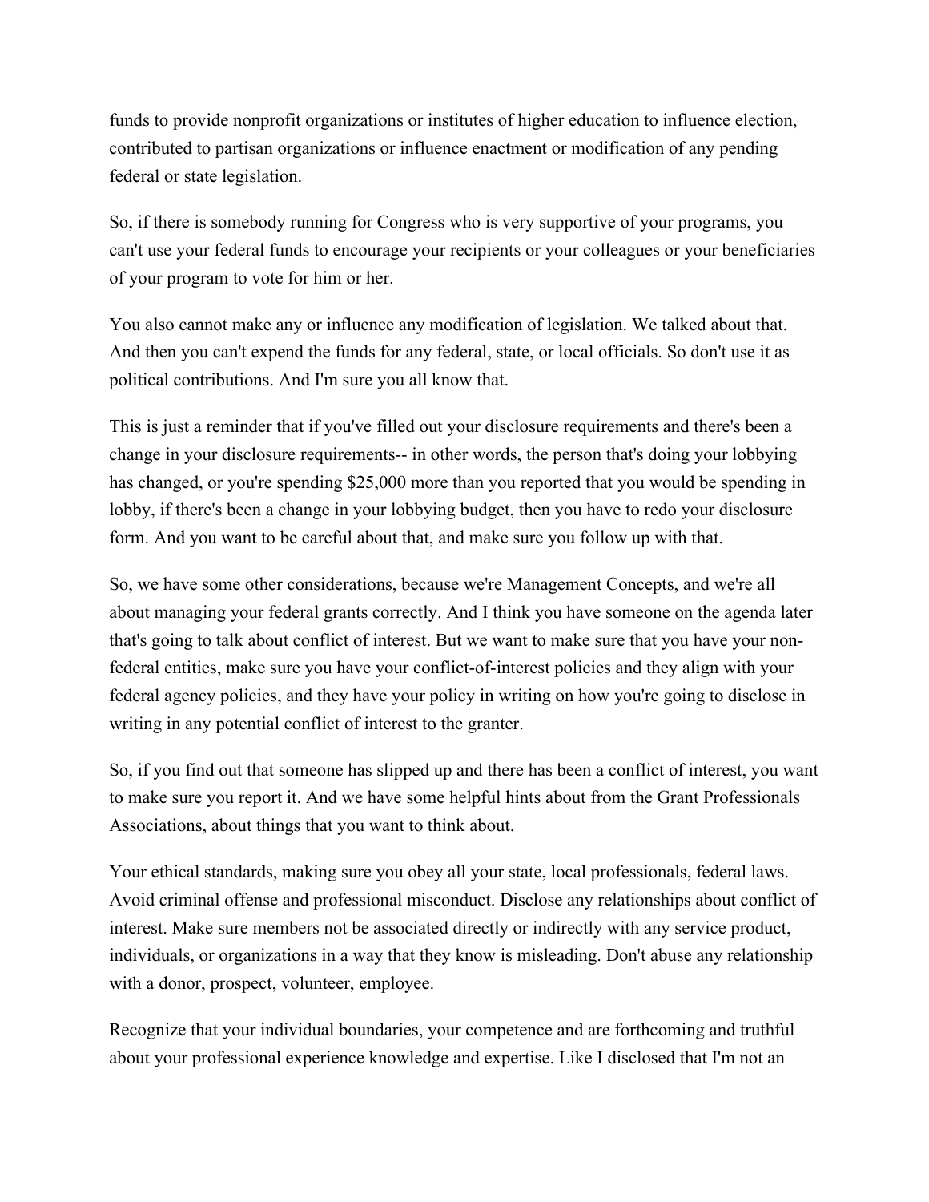funds to provide nonprofit organizations or institutes of higher education to influence election, contributed to partisan organizations or influence enactment or modification of any pending federal or state legislation.

So, if there is somebody running for Congress who is very supportive of your programs, you can't use your federal funds to encourage your recipients or your colleagues or your beneficiaries of your program to vote for him or her.

You also cannot make any or influence any modification of legislation. We talked about that. And then you can't expend the funds for any federal, state, or local officials. So don't use it as political contributions. And I'm sure you all know that.

This is just a reminder that if you've filled out your disclosure requirements and there's been a change in your disclosure requirements-- in other words, the person that's doing your lobbying has changed, or you're spending $25,000 more than you reported that you would be spending in lobby, if there's been a change in your lobbying budget, then you have to redo your disclosure form. And you want to be careful about that, and make sure you follow up with that.

So, we have some other considerations, because we're Management Concepts, and we're all about managing your federal grants correctly. And I think you have someone on the agenda later that's going to talk about conflict of interest. But we want to make sure that you have your non-federal entities, make sure you have your conflict-of-interest policies and they align with your federal agency policies, and they have your policy in writing on how you're going to disclose in writing in any potential conflict of interest to the granter.

So, if you find out that someone has slipped up and there has been a conflict of interest, you want to make sure you report it. And we have some helpful hints about from the Grant Professionals Associations, about things that you want to think about.

Your ethical standards, making sure you obey all your state, local professionals, federal laws. Avoid criminal offense and professional misconduct. Disclose any relationships about conflict of interest. Make sure members not be associated directly or indirectly with any service product, individuals, or organizations in a way that they know is misleading. Don't abuse any relationship with a donor, prospect, volunteer, employee.

Recognize that your individual boundaries, your competence and are forthcoming and truthful about your professional experience knowledge and expertise. Like I disclosed that I'm not an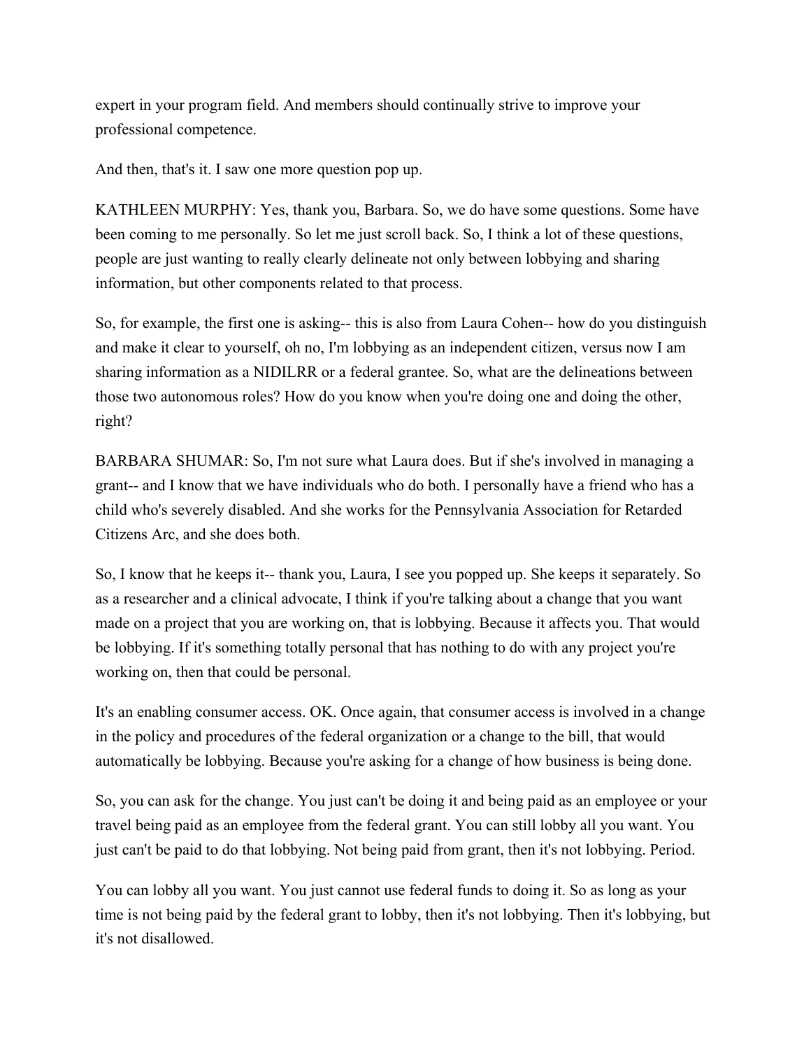expert in your program field. And members should continually strive to improve your professional competence.

And then, that's it. I saw one more question pop up.

KATHLEEN MURPHY: Yes, thank you, Barbara. So, we do have some questions. Some have been coming to me personally. So let me just scroll back. So, I think a lot of these questions, people are just wanting to really clearly delineate not only between lobbying and sharing information, but other components related to that process.

So, for example, the first one is asking-- this is also from Laura Cohen-- how do you distinguish and make it clear to yourself, oh no, I'm lobbying as an independent citizen, versus now I am sharing information as a NIDILRR or a federal grantee. So, what are the delineations between those two autonomous roles? How do you know when you're doing one and doing the other, right?

BARBARA SHUMAR: So, I'm not sure what Laura does. But if she's involved in managing a grant-- and I know that we have individuals who do both. I personally have a friend who has a child who's severely disabled. And she works for the Pennsylvania Association for Retarded Citizens Arc, and she does both.

So, I know that he keeps it-- thank you, Laura, I see you popped up. She keeps it separately. So as a researcher and a clinical advocate, I think if you're talking about a change that you want made on a project that you are working on, that is lobbying. Because it affects you. That would be lobbying. If it's something totally personal that has nothing to do with any project you're working on, then that could be personal.

It's an enabling consumer access. OK. Once again, that consumer access is involved in a change in the policy and procedures of the federal organization or a change to the bill, that would automatically be lobbying. Because you're asking for a change of how business is being done.

So, you can ask for the change. You just can't be doing it and being paid as an employee or your travel being paid as an employee from the federal grant. You can still lobby all you want. You just can't be paid to do that lobbying. Not being paid from grant, then it's not lobbying. Period.

You can lobby all you want. You just cannot use federal funds to doing it. So as long as your time is not being paid by the federal grant to lobby, then it's not lobbying. Then it's lobbying, but it's not disallowed.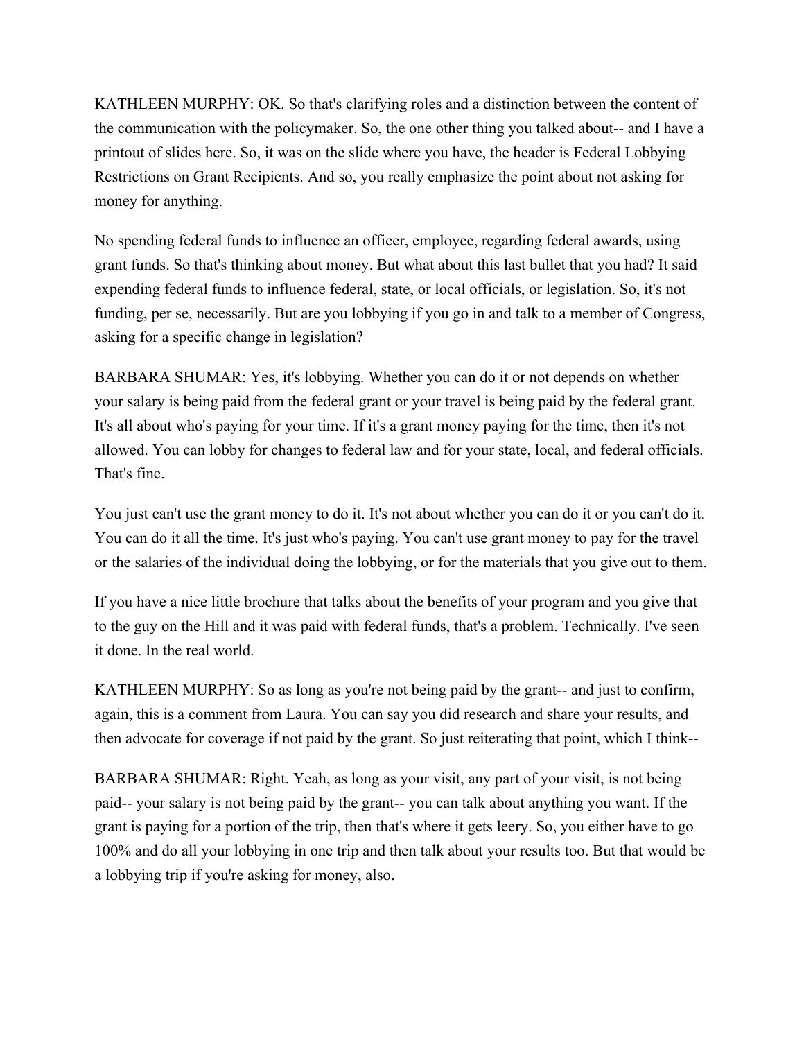KATHLEEN MURPHY: OK. So that's clarifying roles and a distinction between the content of the communication with the policymaker. So, the one other thing you talked about-- and I have a printout of slides here. So, it was on the slide where you have, the header is Federal Lobbying Restrictions on Grant Recipients. And so, you really emphasize the point about not asking for money for anything.

No spending federal funds to influence an officer, employee, regarding federal awards, using grant funds. So that's thinking about money. But what about this last bullet that you had? It said expending federal funds to influence federal, state, or local officials, or legislation. So, it's not funding, per se, necessarily. But are you lobbying if you go in and talk to a member of Congress, asking for a specific change in legislation?

BARBARA SHUMAR: Yes, it's lobbying. Whether you can do it or not depends on whether your salary is being paid from the federal grant or your travel is being paid by the federal grant. It's all about who's paying for your time. If it's a grant money paying for the time, then it's not allowed. You can lobby for changes to federal law and for your state, local, and federal officials. That's fine.

You just can't use the grant money to do it. It's not about whether you can do it or you can't do it. You can do it all the time. It's just who's paying. You can't use grant money to pay for the travel or the salaries of the individual doing the lobbying, or for the materials that you give out to them.

If you have a nice little brochure that talks about the benefits of your program and you give that to the guy on the Hill and it was paid with federal funds, that's a problem. Technically. I've seen it done. In the real world.

KATHLEEN MURPHY: So as long as you're not being paid by the grant-- and just to confirm, again, this is a comment from Laura. You can say you did research and share your results, and then advocate for coverage if not paid by the grant. So just reiterating that point, which I think--

BARBARA SHUMAR: Right. Yeah, as long as your visit, any part of your visit, is not being paid-- your salary is not being paid by the grant-- you can talk about anything you want. If the grant is paying for a portion of the trip, then that's where it gets leery. So, you either have to go 100% and do all your lobbying in one trip and then talk about your results too. But that would be a lobbying trip if you're asking for money, also.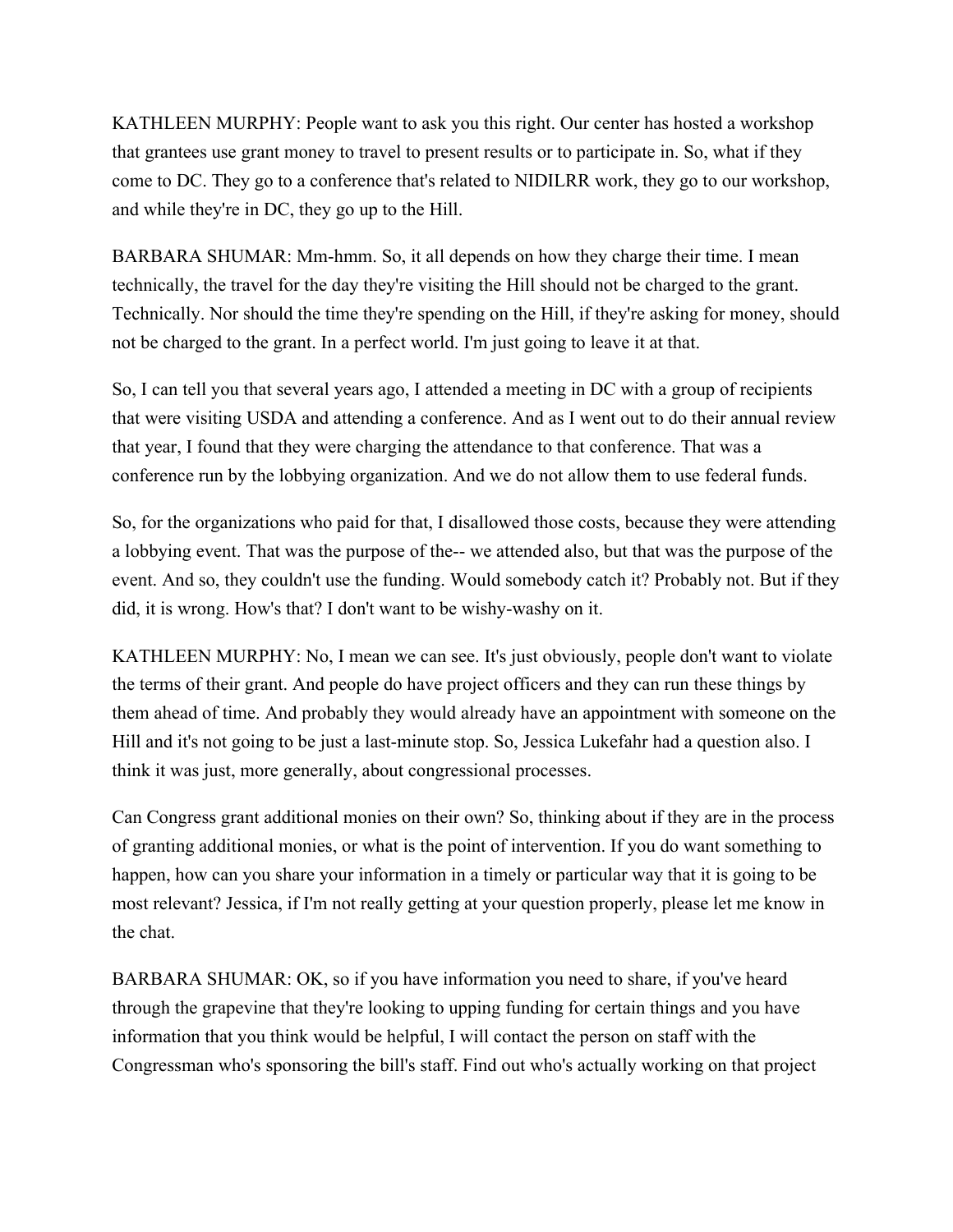KATHLEEN MURPHY: People want to ask you this right. Our center has hosted a workshop that grantees use grant money to travel to present results or to participate in. So, what if they come to DC. They go to a conference that's related to NIDILRR work, they go to our workshop, and while they're in DC, they go up to the Hill.

BARBARA SHUMAR: Mm-hmm. So, it all depends on how they charge their time. I mean technically, the travel for the day they're visiting the Hill should not be charged to the grant. Technically. Nor should the time they're spending on the Hill, if they're asking for money, should not be charged to the grant. In a perfect world. I'm just going to leave it at that.

So, I can tell you that several years ago, I attended a meeting in DC with a group of recipients that were visiting USDA and attending a conference. And as I went out to do their annual review that year, I found that they were charging the attendance to that conference. That was a conference run by the lobbying organization. And we do not allow them to use federal funds.

So, for the organizations who paid for that, I disallowed those costs, because they were attending a lobbying event. That was the purpose of the-- we attended also, but that was the purpose of the event. And so, they couldn't use the funding. Would somebody catch it? Probably not. But if they did, it is wrong. How's that? I don't want to be wishy-washy on it.

KATHLEEN MURPHY: No, I mean we can see. It's just obviously, people don't want to violate the terms of their grant. And people do have project officers and they can run these things by them ahead of time. And probably they would already have an appointment with someone on the Hill and it's not going to be just a last-minute stop. So, Jessica Lukefahr had a question also. I think it was just, more generally, about congressional processes.

Can Congress grant additional monies on their own? So, thinking about if they are in the process of granting additional monies, or what is the point of intervention. If you do want something to happen, how can you share your information in a timely or particular way that it is going to be most relevant? Jessica, if I'm not really getting at your question properly, please let me know in the chat.

BARBARA SHUMAR: OK, so if you have information you need to share, if you've heard through the grapevine that they're looking to upping funding for certain things and you have information that you think would be helpful, I will contact the person on staff with the Congressman who's sponsoring the bill's staff. Find out who's actually working on that project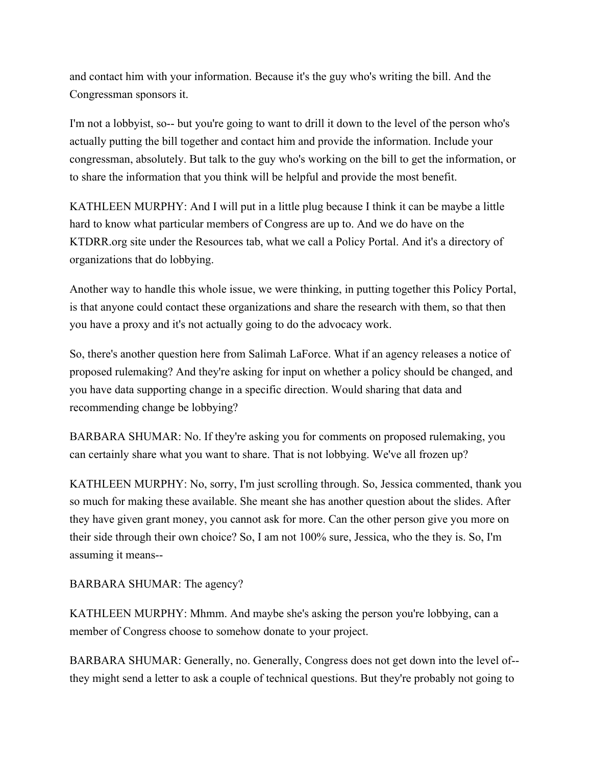and contact him with your information. Because it's the guy who's writing the bill. And the Congressman sponsors it.

I'm not a lobbyist, so-- but you're going to want to drill it down to the level of the person who's actually putting the bill together and contact him and provide the information. Include your congressman, absolutely. But talk to the guy who's working on the bill to get the information, or to share the information that you think will be helpful and provide the most benefit.

KATHLEEN MURPHY: And I will put in a little plug because I think it can be maybe a little hard to know what particular members of Congress are up to. And we do have on the KTDRR.org site under the Resources tab, what we call a Policy Portal. And it's a directory of organizations that do lobbying.

Another way to handle this whole issue, we were thinking, in putting together this Policy Portal, is that anyone could contact these organizations and share the research with them, so that then you have a proxy and it's not actually going to do the advocacy work.

So, there's another question here from Salimah LaForce. What if an agency releases a notice of proposed rulemaking? And they're asking for input on whether a policy should be changed, and you have data supporting change in a specific direction. Would sharing that data and recommending change be lobbying?

BARBARA SHUMAR: No. If they're asking you for comments on proposed rulemaking, you can certainly share what you want to share. That is not lobbying. We've all frozen up?

KATHLEEN MURPHY: No, sorry, I'm just scrolling through. So, Jessica commented, thank you so much for making these available. She meant she has another question about the slides. After they have given grant money, you cannot ask for more. Can the other person give you more on their side through their own choice? So, I am not 100% sure, Jessica, who the they is. So, I'm assuming it means--

BARBARA SHUMAR: The agency?

KATHLEEN MURPHY: Mhmm. And maybe she's asking the person you're lobbying, can a member of Congress choose to somehow donate to your project.

BARBARA SHUMAR: Generally, no. Generally, Congress does not get down into the level of-- they might send a letter to ask a couple of technical questions. But they're probably not going to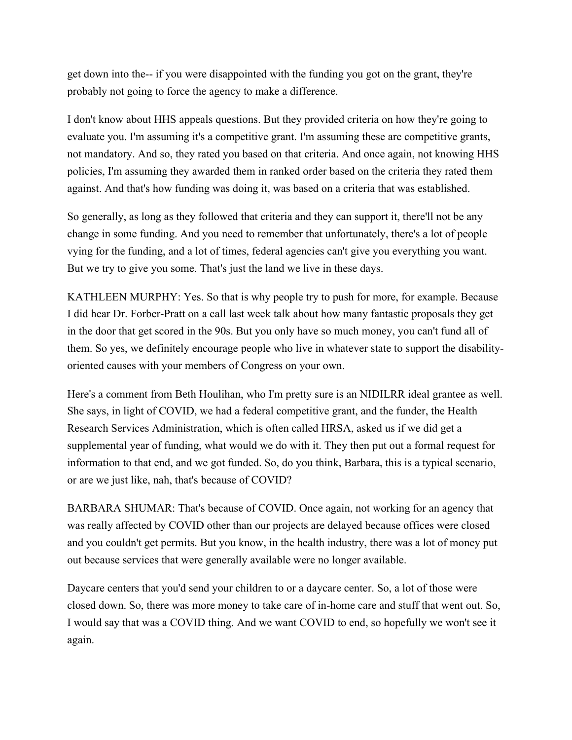get down into the-- if you were disappointed with the funding you got on the grant, they're probably not going to force the agency to make a difference.

I don't know about HHS appeals questions. But they provided criteria on how they're going to evaluate you. I'm assuming it's a competitive grant. I'm assuming these are competitive grants, not mandatory. And so, they rated you based on that criteria. And once again, not knowing HHS policies, I'm assuming they awarded them in ranked order based on the criteria they rated them against. And that's how funding was doing it, was based on a criteria that was established.

So generally, as long as they followed that criteria and they can support it, there'll not be any change in some funding. And you need to remember that unfortunately, there's a lot of people vying for the funding, and a lot of times, federal agencies can't give you everything you want. But we try to give you some. That's just the land we live in these days.

KATHLEEN MURPHY: Yes. So that is why people try to push for more, for example. Because I did hear Dr. Forber-Pratt on a call last week talk about how many fantastic proposals they get in the door that get scored in the 90s. But you only have so much money, you can't fund all of them. So yes, we definitely encourage people who live in whatever state to support the disability-oriented causes with your members of Congress on your own.

Here's a comment from Beth Houlihan, who I'm pretty sure is an NIDILRR ideal grantee as well. She says, in light of COVID, we had a federal competitive grant, and the funder, the Health Research Services Administration, which is often called HRSA, asked us if we did get a supplemental year of funding, what would we do with it. They then put out a formal request for information to that end, and we got funded. So, do you think, Barbara, this is a typical scenario, or are we just like, nah, that's because of COVID?

BARBARA SHUMAR: That's because of COVID. Once again, not working for an agency that was really affected by COVID other than our projects are delayed because offices were closed and you couldn't get permits. But you know, in the health industry, there was a lot of money put out because services that were generally available were no longer available.

Daycare centers that you'd send your children to or a daycare center. So, a lot of those were closed down. So, there was more money to take care of in-home care and stuff that went out. So, I would say that was a COVID thing. And we want COVID to end, so hopefully we won't see it again.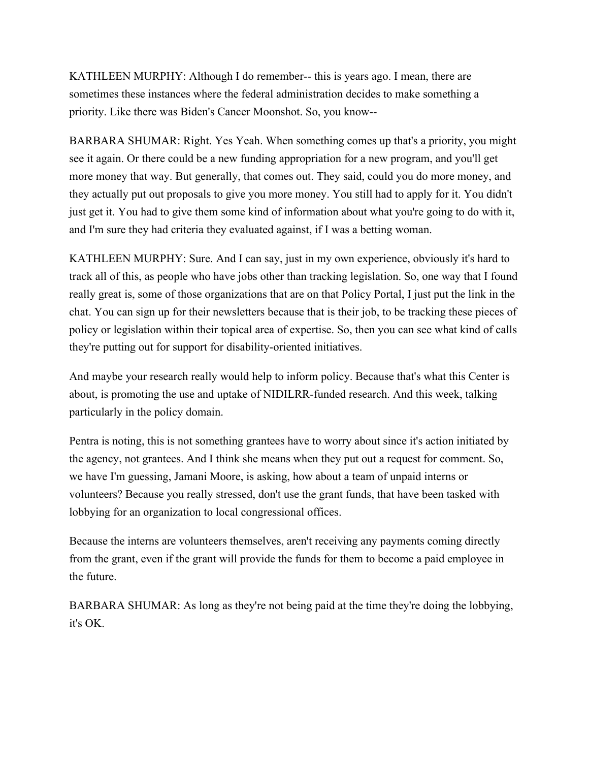KATHLEEN MURPHY: Although I do remember-- this is years ago. I mean, there are sometimes these instances where the federal administration decides to make something a priority. Like there was Biden's Cancer Moonshot. So, you know--

BARBARA SHUMAR: Right. Yes Yeah. When something comes up that's a priority, you might see it again. Or there could be a new funding appropriation for a new program, and you'll get more money that way. But generally, that comes out. They said, could you do more money, and they actually put out proposals to give you more money. You still had to apply for it. You didn't just get it. You had to give them some kind of information about what you're going to do with it, and I'm sure they had criteria they evaluated against, if I was a betting woman.

KATHLEEN MURPHY: Sure. And I can say, just in my own experience, obviously it's hard to track all of this, as people who have jobs other than tracking legislation. So, one way that I found really great is, some of those organizations that are on that Policy Portal, I just put the link in the chat. You can sign up for their newsletters because that is their job, to be tracking these pieces of policy or legislation within their topical area of expertise. So, then you can see what kind of calls they're putting out for support for disability-oriented initiatives.

And maybe your research really would help to inform policy. Because that's what this Center is about, is promoting the use and uptake of NIDILRR-funded research. And this week, talking particularly in the policy domain.

Pentra is noting, this is not something grantees have to worry about since it's action initiated by the agency, not grantees. And I think she means when they put out a request for comment. So, we have I'm guessing, Jamani Moore, is asking, how about a team of unpaid interns or volunteers? Because you really stressed, don't use the grant funds, that have been tasked with lobbying for an organization to local congressional offices.

Because the interns are volunteers themselves, aren't receiving any payments coming directly from the grant, even if the grant will provide the funds for them to become a paid employee in the future.

BARBARA SHUMAR: As long as they're not being paid at the time they're doing the lobbying, it's OK.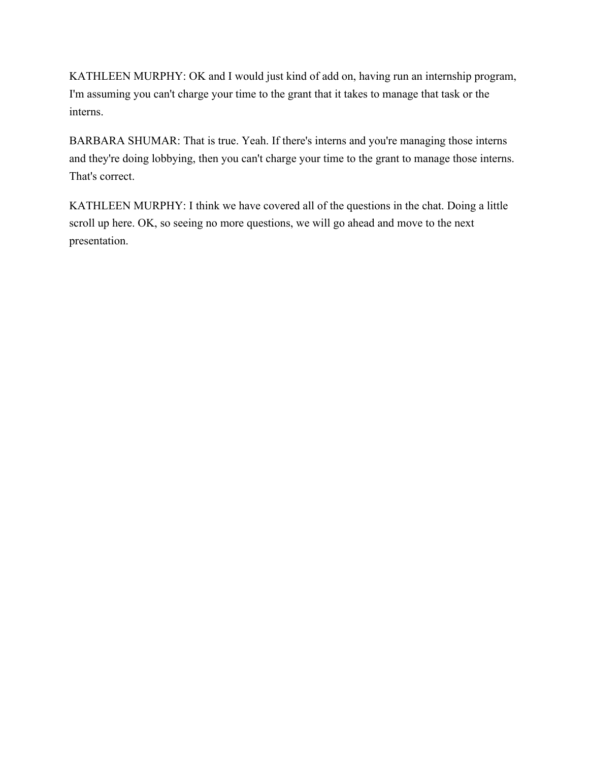KATHLEEN MURPHY: OK and I would just kind of add on, having run an internship program, I'm assuming you can't charge your time to the grant that it takes to manage that task or the interns.

BARBARA SHUMAR: That is true. Yeah. If there's interns and you're managing those interns and they're doing lobbying, then you can't charge your time to the grant to manage those interns. That's correct.

KATHLEEN MURPHY: I think we have covered all of the questions in the chat. Doing a little scroll up here. OK, so seeing no more questions, we will go ahead and move to the next presentation.